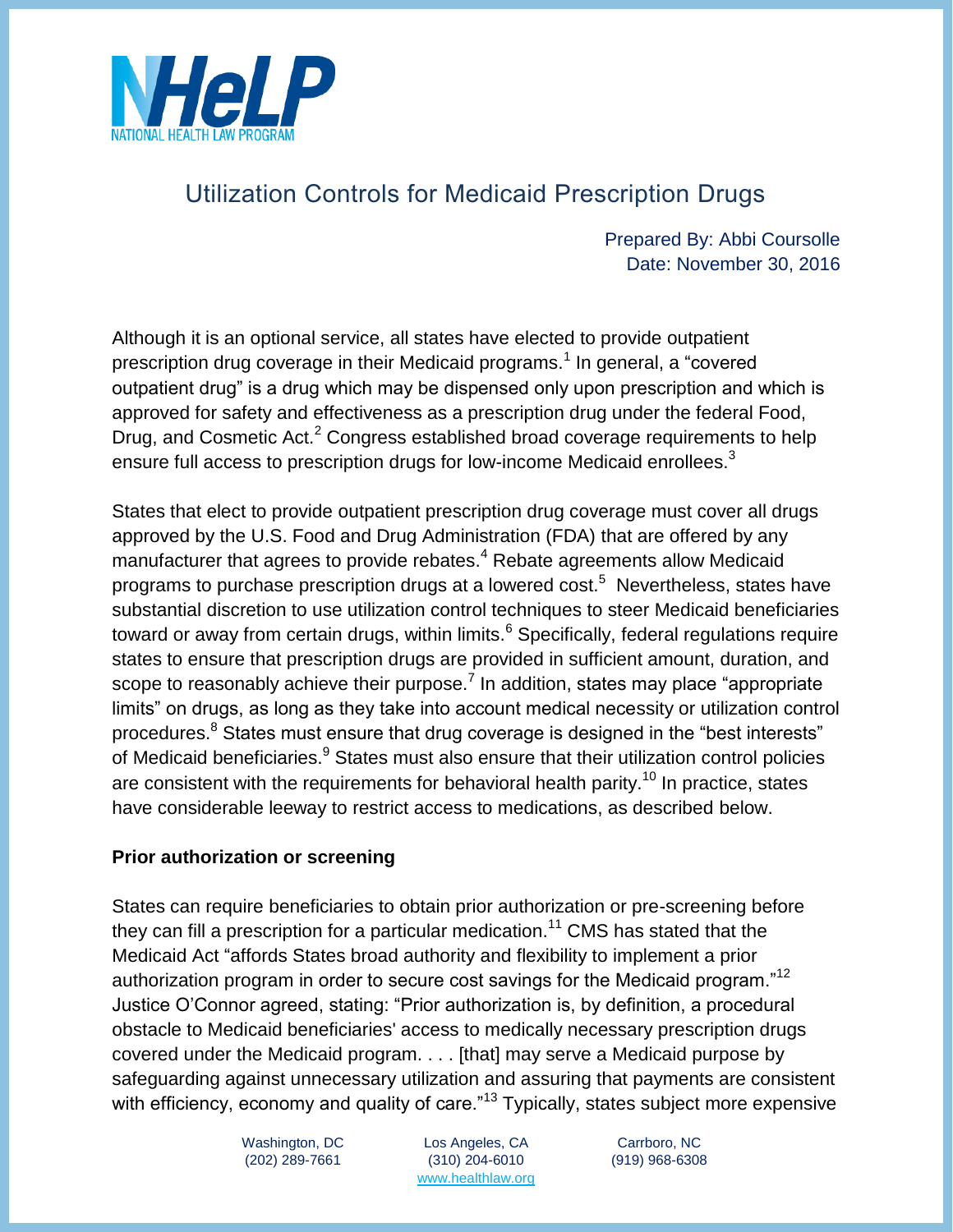# Utilization Controls for Medicaid Prescription Drugs

Prepared By: Abbi Coursolle
Date: November 30, 2016

Although it is an optional service, all states have elected to provide outpatient prescription drug coverage in their Medicaid programs.[1] In general, a "covered outpatient drug" is a drug which may be dispensed only upon prescription and which is approved for safety and effectiveness as a prescription drug under the federal Food, Drug, and Cosmetic Act.[2] Congress established broad coverage requirements to help ensure full access to prescription drugs for low-income Medicaid enrollees.[3]

States that elect to provide outpatient prescription drug coverage must cover all drugs approved by the U.S. Food and Drug Administration (FDA) that are offered by any manufacturer that agrees to provide rebates.[4] Rebate agreements allow Medicaid programs to purchase prescription drugs at a lowered cost.[5] Nevertheless, states have substantial discretion to use utilization control techniques to steer Medicaid beneficiaries toward or away from certain drugs, within limits.[6] Specifically, federal regulations require states to ensure that prescription drugs are provided in sufficient amount, duration, and scope to reasonably achieve their purpose.[7] In addition, states may place "appropriate limits" on drugs, as long as they take into account medical necessity or utilization control procedures.[8] States must ensure that drug coverage is designed in the "best interests" of Medicaid beneficiaries.[9] States must also ensure that their utilization control policies are consistent with the requirements for behavioral health parity.[10] In practice, states have considerable leeway to restrict access to medications, as described below.

**Prior authorization or screening**

States can require beneficiaries to obtain prior authorization or pre-screening before they can fill a prescription for a particular medication.[11] CMS has stated that the Medicaid Act "affords States broad authority and flexibility to implement a prior authorization program in order to secure cost savings for the Medicaid program."[12] Justice O'Connor agreed, stating: "Prior authorization is, by definition, a procedural obstacle to Medicaid beneficiaries' access to medically necessary prescription drugs covered under the Medicaid program. . . . [that] may serve a Medicaid purpose by safeguarding against unnecessary utilization and assuring that payments are consistent with efficiency, economy and quality of care."[13] Typically, states subject more expensive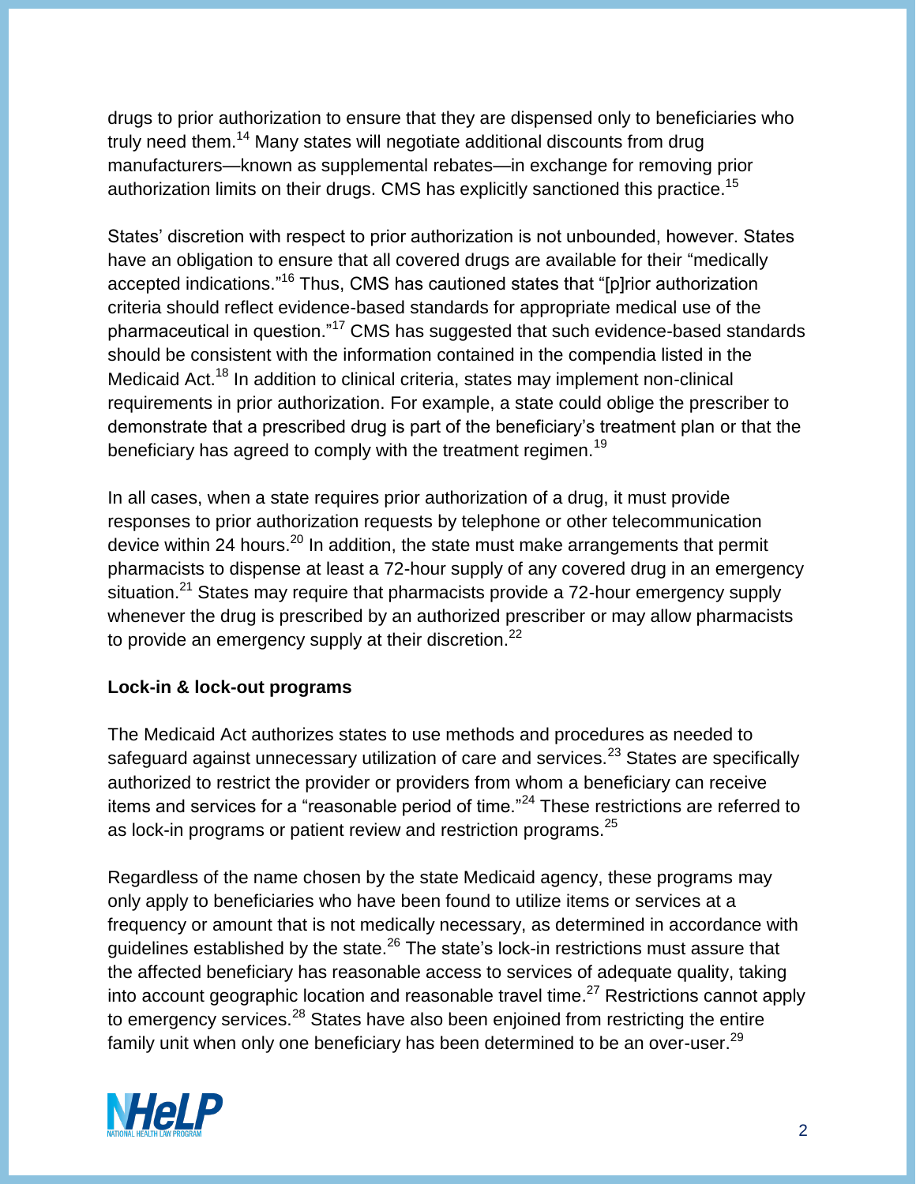drugs to prior authorization to ensure that they are dispensed only to beneficiaries who truly need them.[14] Many states will negotiate additional discounts from drug manufacturers—known as supplemental rebates—in exchange for removing prior authorization limits on their drugs. CMS has explicitly sanctioned this practice.[15]

States' discretion with respect to prior authorization is not unbounded, however. States have an obligation to ensure that all covered drugs are available for their "medically accepted indications."[16] Thus, CMS has cautioned states that "[p]rior authorization criteria should reflect evidence-based standards for appropriate medical use of the pharmaceutical in question."[17] CMS has suggested that such evidence-based standards should be consistent with the information contained in the compendia listed in the Medicaid Act.[18] In addition to clinical criteria, states may implement non-clinical requirements in prior authorization. For example, a state could oblige the prescriber to demonstrate that a prescribed drug is part of the beneficiary's treatment plan or that the beneficiary has agreed to comply with the treatment regimen.[19]

In all cases, when a state requires prior authorization of a drug, it must provide responses to prior authorization requests by telephone or other telecommunication device within 24 hours.[20] In addition, the state must make arrangements that permit pharmacists to dispense at least a 72-hour supply of any covered drug in an emergency situation.[21] States may require that pharmacists provide a 72-hour emergency supply whenever the drug is prescribed by an authorized prescriber or may allow pharmacists to provide an emergency supply at their discretion.[22]

**Lock-in & lock-out programs**

The Medicaid Act authorizes states to use methods and procedures as needed to safeguard against unnecessary utilization of care and services.[23] States are specifically authorized to restrict the provider or providers from whom a beneficiary can receive items and services for a "reasonable period of time."[24] These restrictions are referred to as lock-in programs or patient review and restriction programs.[25]

Regardless of the name chosen by the state Medicaid agency, these programs may only apply to beneficiaries who have been found to utilize items or services at a frequency or amount that is not medically necessary, as determined in accordance with guidelines established by the state.[26] The state's lock-in restrictions must assure that the affected beneficiary has reasonable access to services of adequate quality, taking into account geographic location and reasonable travel time.[27] Restrictions cannot apply to emergency services.[28] States have also been enjoined from restricting the entire family unit when only one beneficiary has been determined to be an over-user.[29]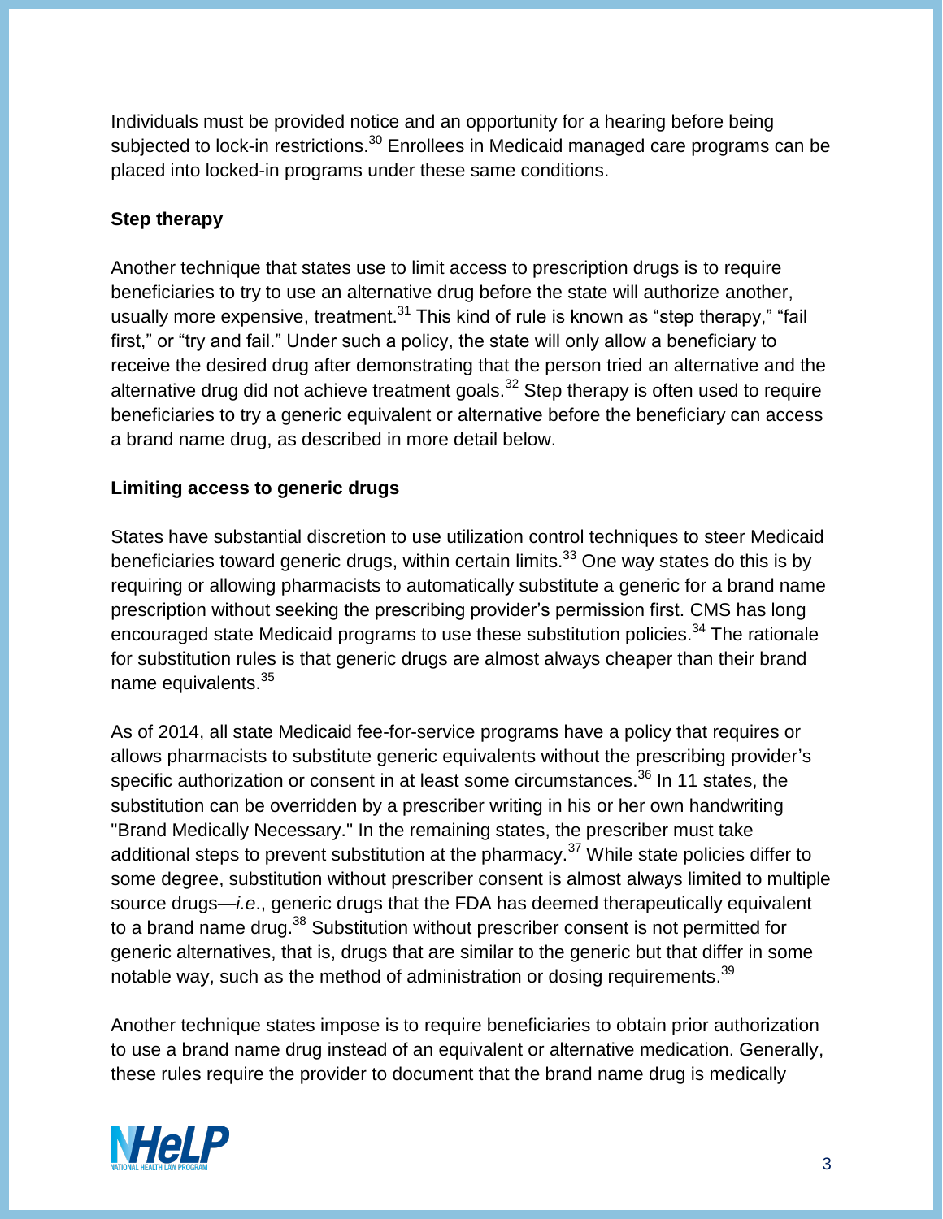Individuals must be provided notice and an opportunity for a hearing before being subjected to lock-in restrictions.[30] Enrollees in Medicaid managed care programs can be placed into locked-in programs under these same conditions.

**Step therapy**

Another technique that states use to limit access to prescription drugs is to require beneficiaries to try to use an alternative drug before the state will authorize another, usually more expensive, treatment.[31] This kind of rule is known as "step therapy," "fail first," or "try and fail." Under such a policy, the state will only allow a beneficiary to receive the desired drug after demonstrating that the person tried an alternative and the alternative drug did not achieve treatment goals.[32] Step therapy is often used to require beneficiaries to try a generic equivalent or alternative before the beneficiary can access a brand name drug, as described in more detail below.

**Limiting access to generic drugs**

States have substantial discretion to use utilization control techniques to steer Medicaid beneficiaries toward generic drugs, within certain limits.[33] One way states do this is by requiring or allowing pharmacists to automatically substitute a generic for a brand name prescription without seeking the prescribing provider's permission first. CMS has long encouraged state Medicaid programs to use these substitution policies.[34] The rationale for substitution rules is that generic drugs are almost always cheaper than their brand name equivalents.[35]

As of 2014, all state Medicaid fee-for-service programs have a policy that requires or allows pharmacists to substitute generic equivalents without the prescribing provider's specific authorization or consent in at least some circumstances.[36] In 11 states, the substitution can be overridden by a prescriber writing in his or her own handwriting "Brand Medically Necessary." In the remaining states, the prescriber must take additional steps to prevent substitution at the pharmacy.[37] While state policies differ to some degree, substitution without prescriber consent is almost always limited to multiple source drugs—*i.e*., generic drugs that the FDA has deemed therapeutically equivalent to a brand name drug.[38] Substitution without prescriber consent is not permitted for generic alternatives, that is, drugs that are similar to the generic but that differ in some notable way, such as the method of administration or dosing requirements.[39]

Another technique states impose is to require beneficiaries to obtain prior authorization to use a brand name drug instead of an equivalent or alternative medication. Generally, these rules require the provider to document that the brand name drug is medically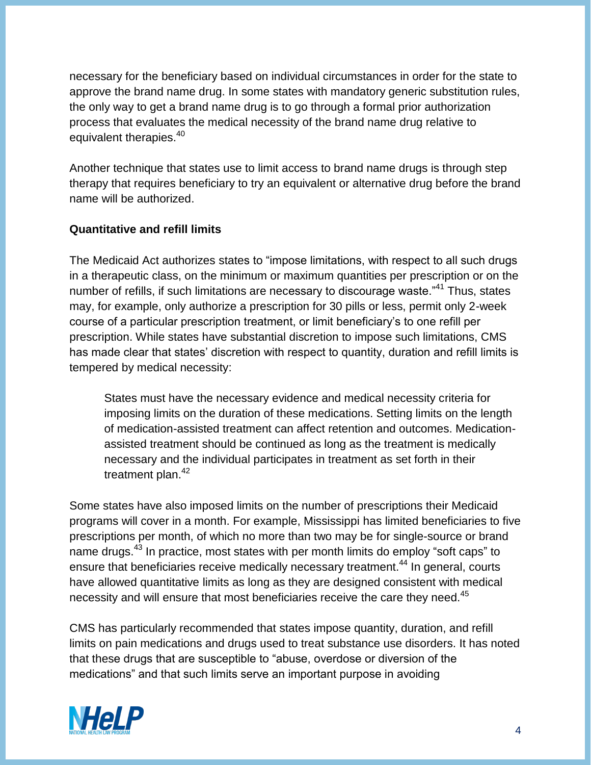necessary for the beneficiary based on individual circumstances in order for the state to approve the brand name drug. In some states with mandatory generic substitution rules, the only way to get a brand name drug is to go through a formal prior authorization process that evaluates the medical necessity of the brand name drug relative to equivalent therapies.[40]

Another technique that states use to limit access to brand name drugs is through step therapy that requires beneficiary to try an equivalent or alternative drug before the brand name will be authorized.

**Quantitative and refill limits**

The Medicaid Act authorizes states to "impose limitations, with respect to all such drugs in a therapeutic class, on the minimum or maximum quantities per prescription or on the number of refills, if such limitations are necessary to discourage waste."[41] Thus, states may, for example, only authorize a prescription for 30 pills or less, permit only 2-week course of a particular prescription treatment, or limit beneficiary's to one refill per prescription. While states have substantial discretion to impose such limitations, CMS has made clear that states' discretion with respect to quantity, duration and refill limits is tempered by medical necessity:

> States must have the necessary evidence and medical necessity criteria for imposing limits on the duration of these medications. Setting limits on the length of medication-assisted treatment can affect retention and outcomes. Medication-assisted treatment should be continued as long as the treatment is medically necessary and the individual participates in treatment as set forth in their treatment plan.[42]

Some states have also imposed limits on the number of prescriptions their Medicaid programs will cover in a month. For example, Mississippi has limited beneficiaries to five prescriptions per month, of which no more than two may be for single-source or brand name drugs.[43] In practice, most states with per month limits do employ "soft caps" to ensure that beneficiaries receive medically necessary treatment.[44] In general, courts have allowed quantitative limits as long as they are designed consistent with medical necessity and will ensure that most beneficiaries receive the care they need.[45]

CMS has particularly recommended that states impose quantity, duration, and refill limits on pain medications and drugs used to treat substance use disorders. It has noted that these drugs that are susceptible to "abuse, overdose or diversion of the medications" and that such limits serve an important purpose in avoiding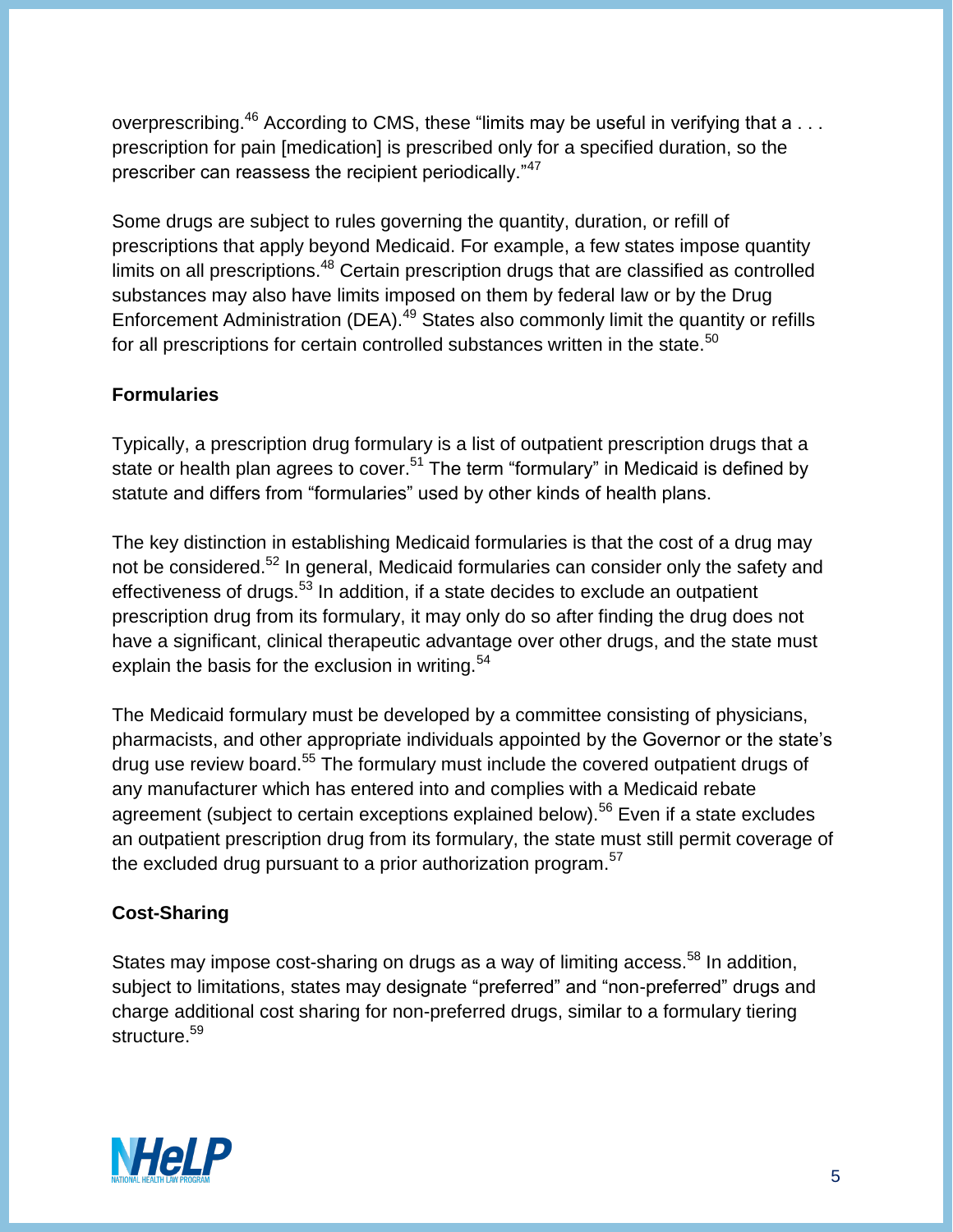overprescribing.[46] According to CMS, these “limits may be useful in verifying that a . . . prescription for pain [medication] is prescribed only for a specified duration, so the prescriber can reassess the recipient periodically.”[47]

Some drugs are subject to rules governing the quantity, duration, or refill of prescriptions that apply beyond Medicaid. For example, a few states impose quantity limits on all prescriptions.[48] Certain prescription drugs that are classified as controlled substances may also have limits imposed on them by federal law or by the Drug Enforcement Administration (DEA).[49] States also commonly limit the quantity or refills for all prescriptions for certain controlled substances written in the state.[50]

### Formularies

Typically, a prescription drug formulary is a list of outpatient prescription drugs that a state or health plan agrees to cover.[51] The term “formulary” in Medicaid is defined by statute and differs from “formularies” used by other kinds of health plans.

The key distinction in establishing Medicaid formularies is that the cost of a drug may not be considered.[52] In general, Medicaid formularies can consider only the safety and effectiveness of drugs.[53] In addition, if a state decides to exclude an outpatient prescription drug from its formulary, it may only do so after finding the drug does not have a significant, clinical therapeutic advantage over other drugs, and the state must explain the basis for the exclusion in writing.[54]

The Medicaid formulary must be developed by a committee consisting of physicians, pharmacists, and other appropriate individuals appointed by the Governor or the state’s drug use review board.[55] The formulary must include the covered outpatient drugs of any manufacturer which has entered into and complies with a Medicaid rebate agreement (subject to certain exceptions explained below).[56] Even if a state excludes an outpatient prescription drug from its formulary, the state must still permit coverage of the excluded drug pursuant to a prior authorization program.[57]

### Cost-Sharing

States may impose cost-sharing on drugs as a way of limiting access.[58] In addition, subject to limitations, states may designate “preferred” and “non-preferred” drugs and charge additional cost sharing for non-preferred drugs, similar to a formulary tiering structure.[59]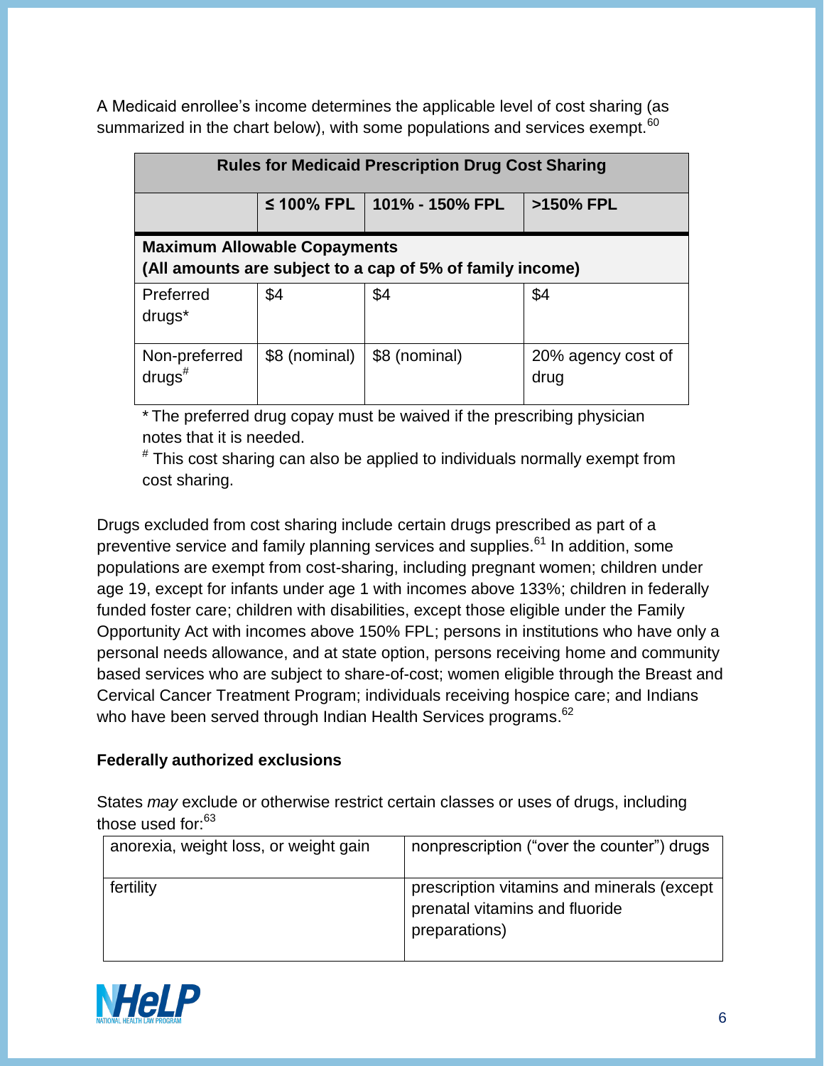A Medicaid enrollee's income determines the applicable level of cost sharing (as summarized in the chart below), with some populations and services exempt.[60]

| Rules for Medicaid Prescription Drug Cost Sharing | | | |
|---|---|---|---|
| | ≤ 100% FPL | 101% - 150% FPL | >150% FPL |
| **Maximum Allowable Copayments (All amounts are subject to a cap of 5% of family income)** | | | |
| Preferred drugs* | $4 | $4 | $4 |
| Non-preferred drugs# | $8 (nominal) | $8 (nominal) | 20% agency cost of drug |

\* The preferred drug copay must be waived if the prescribing physician notes that it is needed.
\# This cost sharing can also be applied to individuals normally exempt from cost sharing.

Drugs excluded from cost sharing include certain drugs prescribed as part of a preventive service and family planning services and supplies.[61] In addition, some populations are exempt from cost-sharing, including pregnant women; children under age 19, except for infants under age 1 with incomes above 133%; children in federally funded foster care; children with disabilities, except those eligible under the Family Opportunity Act with incomes above 150% FPL; persons in institutions who have only a personal needs allowance, and at state option, persons receiving home and community based services who are subject to share-of-cost; women eligible through the Breast and Cervical Cancer Treatment Program; individuals receiving hospice care; and Indians who have been served through Indian Health Services programs.[62]

**Federally authorized exclusions**

States *may* exclude or otherwise restrict certain classes or uses of drugs, including those used for:[63]

| | |
|---|---|
| anorexia, weight loss, or weight gain | nonprescription ("over the counter") drugs |
| fertility | prescription vitamins and minerals (except prenatal vitamins and fluoride preparations) |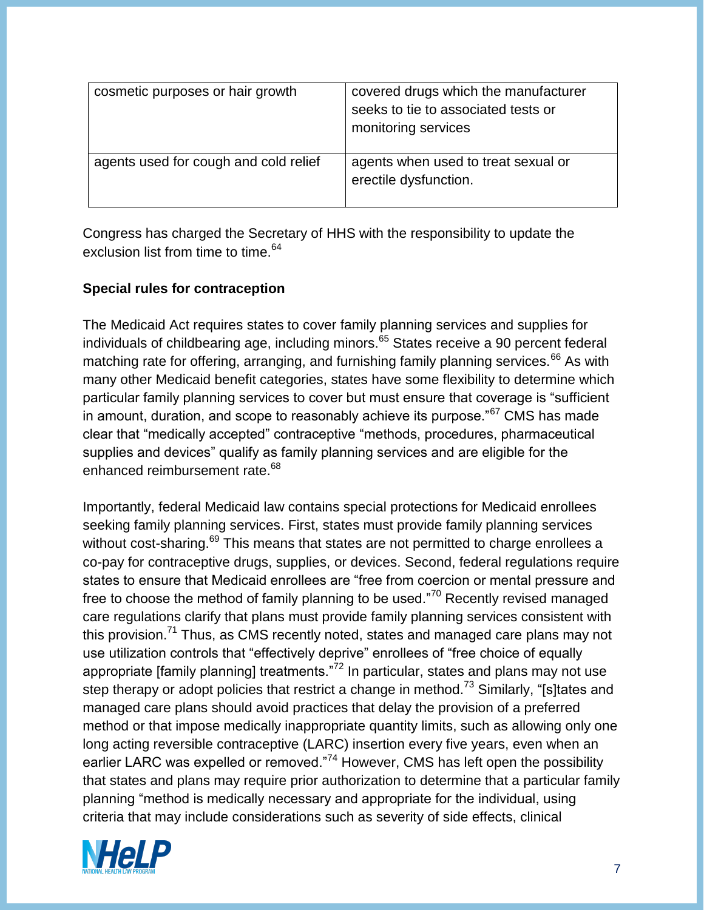| cosmetic purposes or hair growth | covered drugs which the manufacturer seeks to tie to associated tests or monitoring services |
|---|---|
| agents used for cough and cold relief | agents when used to treat sexual or erectile dysfunction. |

Congress has charged the Secretary of HHS with the responsibility to update the exclusion list from time to time.[64]

**Special rules for contraception**

The Medicaid Act requires states to cover family planning services and supplies for individuals of childbearing age, including minors.[65] States receive a 90 percent federal matching rate for offering, arranging, and furnishing family planning services.[66] As with many other Medicaid benefit categories, states have some flexibility to determine which particular family planning services to cover but must ensure that coverage is "sufficient in amount, duration, and scope to reasonably achieve its purpose."[67] CMS has made clear that "medically accepted" contraceptive "methods, procedures, pharmaceutical supplies and devices" qualify as family planning services and are eligible for the enhanced reimbursement rate.[68]

Importantly, federal Medicaid law contains special protections for Medicaid enrollees seeking family planning services. First, states must provide family planning services without cost-sharing.[69] This means that states are not permitted to charge enrollees a co-pay for contraceptive drugs, supplies, or devices. Second, federal regulations require states to ensure that Medicaid enrollees are "free from coercion or mental pressure and free to choose the method of family planning to be used."[70] Recently revised managed care regulations clarify that plans must provide family planning services consistent with this provision.[71] Thus, as CMS recently noted, states and managed care plans may not use utilization controls that "effectively deprive" enrollees of "free choice of equally appropriate [family planning] treatments."[72] In particular, states and plans may not use step therapy or adopt policies that restrict a change in method.[73] Similarly, "[s]tates and managed care plans should avoid practices that delay the provision of a preferred method or that impose medically inappropriate quantity limits, such as allowing only one long acting reversible contraceptive (LARC) insertion every five years, even when an earlier LARC was expelled or removed."[74] However, CMS has left open the possibility that states and plans may require prior authorization to determine that a particular family planning "method is medically necessary and appropriate for the individual, using criteria that may include considerations such as severity of side effects, clinical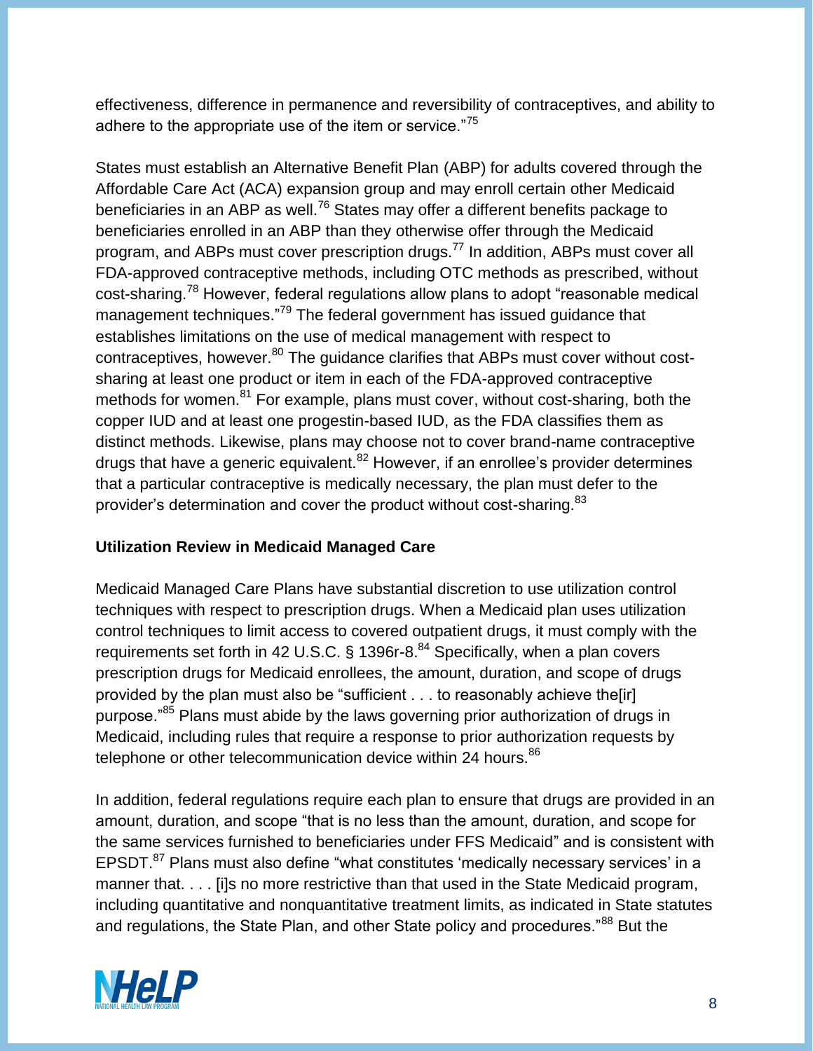effectiveness, difference in permanence and reversibility of contraceptives, and ability to adhere to the appropriate use of the item or service."[75]

States must establish an Alternative Benefit Plan (ABP) for adults covered through the Affordable Care Act (ACA) expansion group and may enroll certain other Medicaid beneficiaries in an ABP as well.[76] States may offer a different benefits package to beneficiaries enrolled in an ABP than they otherwise offer through the Medicaid program, and ABPs must cover prescription drugs.[77] In addition, ABPs must cover all FDA-approved contraceptive methods, including OTC methods as prescribed, without cost-sharing.[78] However, federal regulations allow plans to adopt "reasonable medical management techniques."[79] The federal government has issued guidance that establishes limitations on the use of medical management with respect to contraceptives, however.[80] The guidance clarifies that ABPs must cover without cost-sharing at least one product or item in each of the FDA-approved contraceptive methods for women.[81] For example, plans must cover, without cost-sharing, both the copper IUD and at least one progestin-based IUD, as the FDA classifies them as distinct methods. Likewise, plans may choose not to cover brand-name contraceptive drugs that have a generic equivalent.[82] However, if an enrollee's provider determines that a particular contraceptive is medically necessary, the plan must defer to the provider's determination and cover the product without cost-sharing.[83]

**Utilization Review in Medicaid Managed Care**

Medicaid Managed Care Plans have substantial discretion to use utilization control techniques with respect to prescription drugs. When a Medicaid plan uses utilization control techniques to limit access to covered outpatient drugs, it must comply with the requirements set forth in 42 U.S.C. § 1396r-8.[84] Specifically, when a plan covers prescription drugs for Medicaid enrollees, the amount, duration, and scope of drugs provided by the plan must also be "sufficient . . . to reasonably achieve the[ir] purpose."[85] Plans must abide by the laws governing prior authorization of drugs in Medicaid, including rules that require a response to prior authorization requests by telephone or other telecommunication device within 24 hours.[86]

In addition, federal regulations require each plan to ensure that drugs are provided in an amount, duration, and scope "that is no less than the amount, duration, and scope for the same services furnished to beneficiaries under FFS Medicaid" and is consistent with EPSDT.[87] Plans must also define "what constitutes 'medically necessary services' in a manner that. . . . [i]s no more restrictive than that used in the State Medicaid program, including quantitative and nonquantitative treatment limits, as indicated in State statutes and regulations, the State Plan, and other State policy and procedures."[88] But the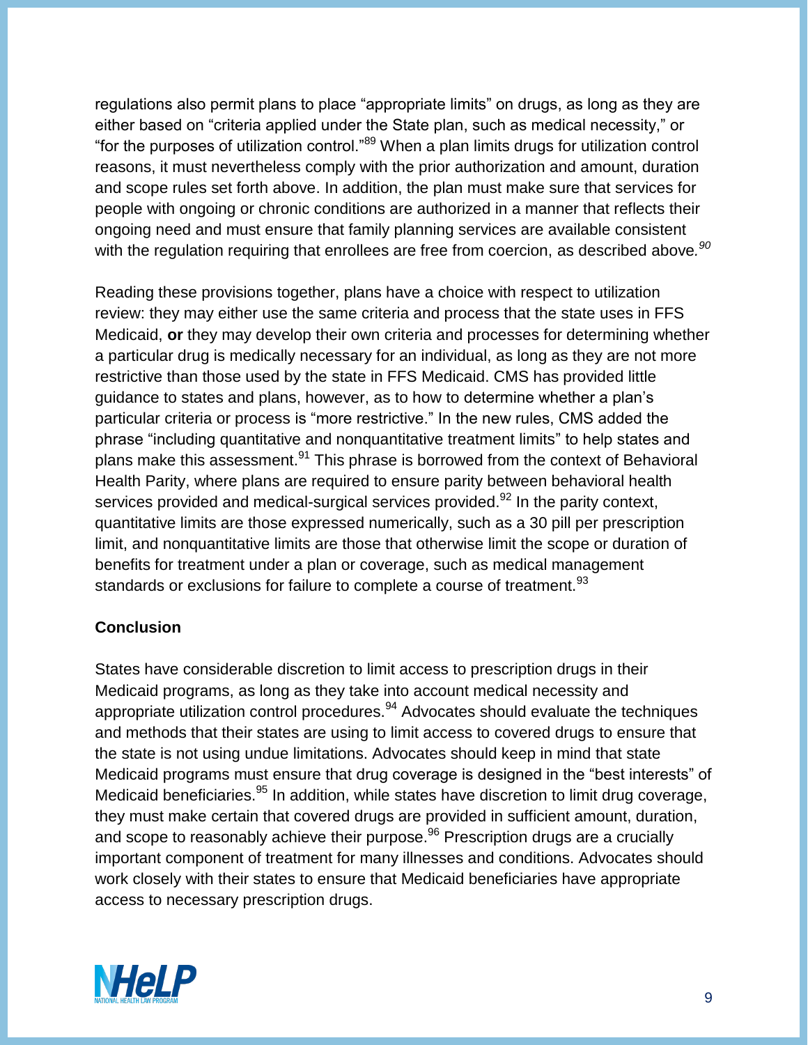regulations also permit plans to place "appropriate limits" on drugs, as long as they are either based on "criteria applied under the State plan, such as medical necessity," or "for the purposes of utilization control."[89] When a plan limits drugs for utilization control reasons, it must nevertheless comply with the prior authorization and amount, duration and scope rules set forth above. In addition, the plan must make sure that services for people with ongoing or chronic conditions are authorized in a manner that reflects their ongoing need and must ensure that family planning services are available consistent with the regulation requiring that enrollees are free from coercion, as described above.[90]

Reading these provisions together, plans have a choice with respect to utilization review: they may either use the same criteria and process that the state uses in FFS Medicaid, **or** they may develop their own criteria and processes for determining whether a particular drug is medically necessary for an individual, as long as they are not more restrictive than those used by the state in FFS Medicaid. CMS has provided little guidance to states and plans, however, as to how to determine whether a plan's particular criteria or process is "more restrictive." In the new rules, CMS added the phrase "including quantitative and nonquantitative treatment limits" to help states and plans make this assessment.[91] This phrase is borrowed from the context of Behavioral Health Parity, where plans are required to ensure parity between behavioral health services provided and medical-surgical services provided.[92] In the parity context, quantitative limits are those expressed numerically, such as a 30 pill per prescription limit, and nonquantitative limits are those that otherwise limit the scope or duration of benefits for treatment under a plan or coverage, such as medical management standards or exclusions for failure to complete a course of treatment.[93]

**Conclusion**

States have considerable discretion to limit access to prescription drugs in their Medicaid programs, as long as they take into account medical necessity and appropriate utilization control procedures.[94] Advocates should evaluate the techniques and methods that their states are using to limit access to covered drugs to ensure that the state is not using undue limitations. Advocates should keep in mind that state Medicaid programs must ensure that drug coverage is designed in the "best interests" of Medicaid beneficiaries.[95] In addition, while states have discretion to limit drug coverage, they must make certain that covered drugs are provided in sufficient amount, duration, and scope to reasonably achieve their purpose.[96] Prescription drugs are a crucially important component of treatment for many illnesses and conditions. Advocates should work closely with their states to ensure that Medicaid beneficiaries have appropriate access to necessary prescription drugs.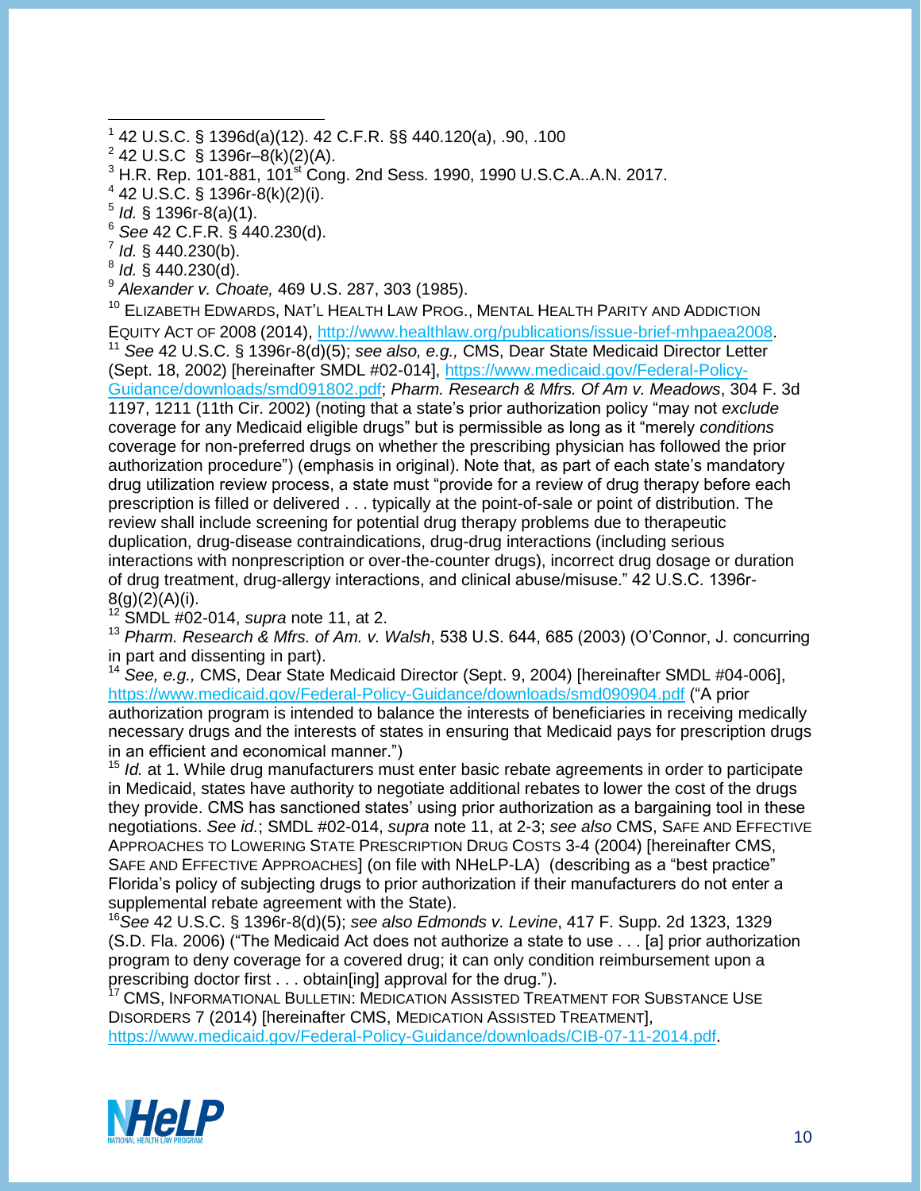[1] 42 U.S.C. § 1396d(a)(12). 42 C.F.R. §§ 440.120(a), .90, .100

[2] 42 U.S.C § 1396r–8(k)(2)(A).

[3] H.R. Rep. 101-881, 101st Cong. 2nd Sess. 1990, 1990 U.S.C.A..A.N. 2017.

[4] 42 U.S.C. § 1396r-8(k)(2)(i).

[5] *Id.* § 1396r-8(a)(1).

[6] *See* 42 C.F.R. § 440.230(d).

[7] *Id.* § 440.230(b).

[8] *Id.* § 440.230(d).

[9] *Alexander v. Choate,* 469 U.S. 287, 303 (1985).

[10] ELIZABETH EDWARDS, NAT'L HEALTH LAW PROG., MENTAL HEALTH PARITY AND ADDICTION EQUITY ACT OF 2008 (2014), http://www.healthlaw.org/publications/issue-brief-mhpaea2008.

[11] *See* 42 U.S.C. § 1396r-8(d)(5); *see also, e.g.,* CMS, Dear State Medicaid Director Letter (Sept. 18, 2002) [hereinafter SMDL #02-014], https://www.medicaid.gov/Federal-Policy-Guidance/downloads/smd091802.pdf; *Pharm. Research & Mfrs. Of Am v. Meadows*, 304 F. 3d 1197, 1211 (11th Cir. 2002) (noting that a state's prior authorization policy "may not *exclude* coverage for any Medicaid eligible drugs" but is permissible as long as it "merely *conditions* coverage for non-preferred drugs on whether the prescribing physician has followed the prior authorization procedure") (emphasis in original). Note that, as part of each state's mandatory drug utilization review process, a state must "provide for a review of drug therapy before each prescription is filled or delivered . . . typically at the point-of-sale or point of distribution. The review shall include screening for potential drug therapy problems due to therapeutic duplication, drug-disease contraindications, drug-drug interactions (including serious interactions with nonprescription or over-the-counter drugs), incorrect drug dosage or duration of drug treatment, drug-allergy interactions, and clinical abuse/misuse." 42 U.S.C. 1396r-8(g)(2)(A)(i).

[12] SMDL #02-014, *supra* note 11, at 2.

[13] *Pharm. Research & Mfrs. of Am. v. Walsh*, 538 U.S. 644, 685 (2003) (O'Connor, J. concurring in part and dissenting in part).

[14] *See, e.g.,* CMS, Dear State Medicaid Director (Sept. 9, 2004) [hereinafter SMDL #04-006], https://www.medicaid.gov/Federal-Policy-Guidance/downloads/smd090904.pdf ("A prior authorization program is intended to balance the interests of beneficiaries in receiving medically necessary drugs and the interests of states in ensuring that Medicaid pays for prescription drugs in an efficient and economical manner.")

[15] *Id.* at 1. While drug manufacturers must enter basic rebate agreements in order to participate in Medicaid, states have authority to negotiate additional rebates to lower the cost of the drugs they provide. CMS has sanctioned states' using prior authorization as a bargaining tool in these negotiations. *See id.*; SMDL #02-014, *supra* note 11, at 2-3; *see also* CMS, SAFE AND EFFECTIVE APPROACHES TO LOWERING STATE PRESCRIPTION DRUG COSTS 3-4 (2004) [hereinafter CMS, SAFE AND EFFECTIVE APPROACHES] (on file with NHeLP-LA) (describing as a "best practice" Florida's policy of subjecting drugs to prior authorization if their manufacturers do not enter a supplemental rebate agreement with the State).

[16] *See* 42 U.S.C. § 1396r-8(d)(5); *see also Edmonds v. Levine*, 417 F. Supp. 2d 1323, 1329 (S.D. Fla. 2006) ("The Medicaid Act does not authorize a state to use . . . [a] prior authorization program to deny coverage for a covered drug; it can only condition reimbursement upon a prescribing doctor first . . . obtain[ing] approval for the drug.").

[17] CMS, INFORMATIONAL BULLETIN: MEDICATION ASSISTED TREATMENT FOR SUBSTANCE USE DISORDERS 7 (2014) [hereinafter CMS, MEDICATION ASSISTED TREATMENT], https://www.medicaid.gov/Federal-Policy-Guidance/downloads/CIB-07-11-2014.pdf.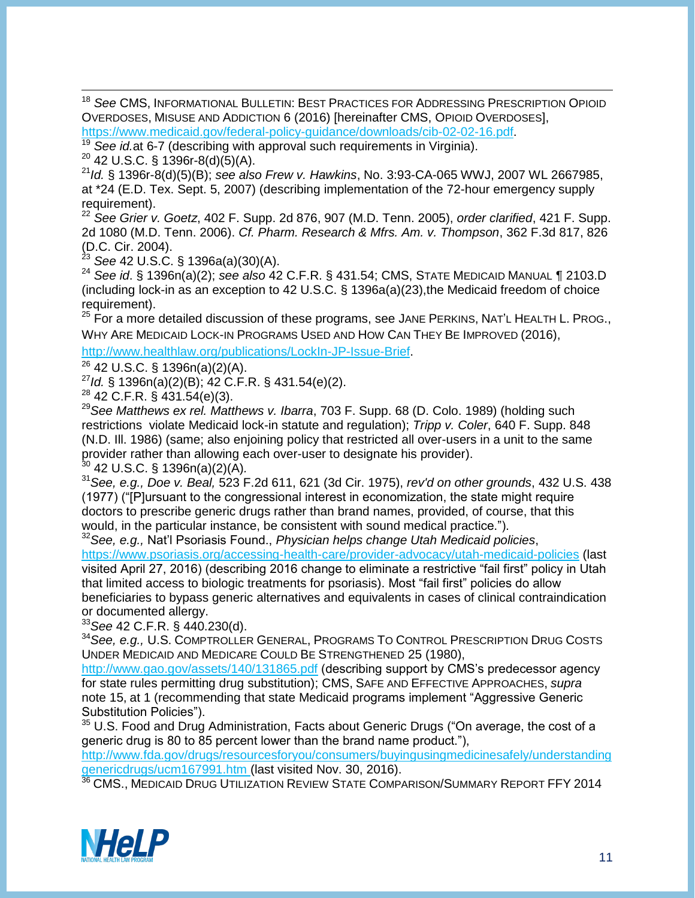[18] *See* CMS, INFORMATIONAL BULLETIN: BEST PRACTICES FOR ADDRESSING PRESCRIPTION OPIOID OVERDOSES, MISUSE AND ADDICTION 6 (2016) [hereinafter CMS, OPIOID OVERDOSES], https://www.medicaid.gov/federal-policy-guidance/downloads/cib-02-02-16.pdf.

[19] *See id.*at 6-7 (describing with approval such requirements in Virginia).

[20] 42 U.S.C. § 1396r-8(d)(5)(A).

[21] *Id.* § 1396r-8(d)(5)(B); *see also Frew v. Hawkins*, No. 3:93-CA-065 WWJ, 2007 WL 2667985, at *24 (E.D. Tex. Sept. 5, 2007) (describing implementation of the 72-hour emergency supply requirement).

[22] *See Grier v. Goetz*, 402 F. Supp. 2d 876, 907 (M.D. Tenn. 2005), *order clarified*, 421 F. Supp. 2d 1080 (M.D. Tenn. 2006). *Cf. Pharm. Research & Mfrs. Am. v. Thompson*, 362 F.3d 817, 826 (D.C. Cir. 2004).

[23] *See* 42 U.S.C. § 1396a(a)(30)(A).

[24] *See id*. § 1396n(a)(2); *see also* 42 C.F.R. § 431.54; CMS, STATE MEDICAID MANUAL ¶ 2103.D (including lock-in as an exception to 42 U.S.C. § 1396a(a)(23),the Medicaid freedom of choice requirement).

[25] For a more detailed discussion of these programs, see JANE PERKINS, NAT'L HEALTH L. PROG., WHY ARE MEDICAID LOCK-IN PROGRAMS USED AND HOW CAN THEY BE IMPROVED (2016), http://www.healthlaw.org/publications/LockIn-JP-Issue-Brief.

[26] 42 U.S.C. § 1396n(a)(2)(A).

[27] *Id.* § 1396n(a)(2)(B); 42 C.F.R. § 431.54(e)(2).

[28] 42 C.F.R. § 431.54(e)(3).

[29] *See Matthews ex rel. Matthews v. Ibarra*, 703 F. Supp. 68 (D. Colo. 1989) (holding such restrictions violate Medicaid lock-in statute and regulation); *Tripp v. Coler*, 640 F. Supp. 848 (N.D. Ill. 1986) (same; also enjoining policy that restricted all over-users in a unit to the same provider rather than allowing each over-user to designate his provider).

[30] 42 U.S.C. § 1396n(a)(2)(A).

[31] *See, e.g., Doe v. Beal,* 523 F.2d 611, 621 (3d Cir. 1975), *rev'd on other grounds*, 432 U.S. 438 (1977) ("[P]ursuant to the congressional interest in economization, the state might require doctors to prescribe generic drugs rather than brand names, provided, of course, that this would, in the particular instance, be consistent with sound medical practice.").

[32] *See, e.g.,* Nat'l Psoriasis Found., *Physician helps change Utah Medicaid policies*, https://www.psoriasis.org/accessing-health-care/provider-advocacy/utah-medicaid-policies (last visited April 27, 2016) (describing 2016 change to eliminate a restrictive "fail first" policy in Utah that limited access to biologic treatments for psoriasis). Most "fail first" policies do allow beneficiaries to bypass generic alternatives and equivalents in cases of clinical contraindication or documented allergy.

[33] *See* 42 C.F.R. § 440.230(d).

[34] *See, e.g.,* U.S. COMPTROLLER GENERAL, PROGRAMS TO CONTROL PRESCRIPTION DRUG COSTS UNDER MEDICAID AND MEDICARE COULD BE STRENGTHENED 25 (1980), http://www.gao.gov/assets/140/131865.pdf (describing support by CMS's predecessor agency for state rules permitting drug substitution); CMS, SAFE AND EFFECTIVE APPROACHES, *supra* note 15, at 1 (recommending that state Medicaid programs implement "Aggressive Generic Substitution Policies").

[35] U.S. Food and Drug Administration, Facts about Generic Drugs ("On average, the cost of a generic drug is 80 to 85 percent lower than the brand name product."), http://www.fda.gov/drugs/resourcesforyou/consumers/buyingusingmedicinesafely/understandinggenericdrugs/ucm167991.htm (last visited Nov. 30, 2016).

[36] CMS., MEDICAID DRUG UTILIZATION REVIEW STATE COMPARISON/SUMMARY REPORT FFY 2014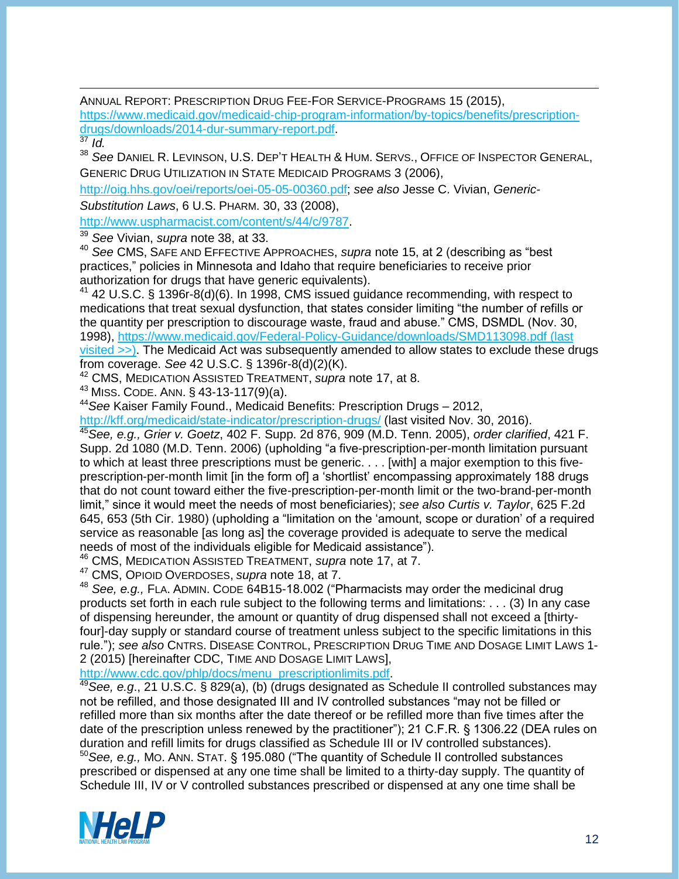ANNUAL REPORT: PRESCRIPTION DRUG FEE-FOR SERVICE-PROGRAMS 15 (2015), https://www.medicaid.gov/medicaid-chip-program-information/by-topics/benefits/prescription-drugs/downloads/2014-dur-summary-report.pdf.

[37] *Id.*

[38] *See* DANIEL R. LEVINSON, U.S. DEP'T HEALTH & HUM. SERVS., OFFICE OF INSPECTOR GENERAL, GENERIC DRUG UTILIZATION IN STATE MEDICAID PROGRAMS 3 (2006), http://oig.hhs.gov/oei/reports/oei-05-05-00360.pdf; *see also* Jesse C. Vivian, *Generic-Substitution Laws*, 6 U.S. PHARM. 30, 33 (2008), http://www.uspharmacist.com/content/s/44/c/9787.

[39] *See* Vivian, *supra* note 38, at 33.

[40] *See* CMS, SAFE AND EFFECTIVE APPROACHES, *supra* note 15, at 2 (describing as "best practices," policies in Minnesota and Idaho that require beneficiaries to receive prior authorization for drugs that have generic equivalents).

[41] 42 U.S.C. § 1396r-8(d)(6). In 1998, CMS issued guidance recommending, with respect to medications that treat sexual dysfunction, that states consider limiting "the number of refills or the quantity per prescription to discourage waste, fraud and abuse." CMS, DSMDL (Nov. 30, 1998), https://www.medicaid.gov/Federal-Policy-Guidance/downloads/SMD113098.pdf (last visited >>). The Medicaid Act was subsequently amended to allow states to exclude these drugs from coverage. *See* 42 U.S.C. § 1396r-8(d)(2)(K).

[42] CMS, MEDICATION ASSISTED TREATMENT, *supra* note 17, at 8.

[43] MISS. CODE. ANN. § 43-13-117(9)(a).

[44] *See* Kaiser Family Found., Medicaid Benefits: Prescription Drugs – 2012, http://kff.org/medicaid/state-indicator/prescription-drugs/ (last visited Nov. 30, 2016).

[45] *See, e.g., Grier v. Goetz*, 402 F. Supp. 2d 876, 909 (M.D. Tenn. 2005), *order clarified*, 421 F. Supp. 2d 1080 (M.D. Tenn. 2006) (upholding "a five-prescription-per-month limitation pursuant to which at least three prescriptions must be generic. . . . [with] a major exemption to this five-prescription-per-month limit [in the form of] a 'shortlist' encompassing approximately 188 drugs that do not count toward either the five-prescription-per-month limit or the two-brand-per-month limit," since it would meet the needs of most beneficiaries); *see also Curtis v. Taylor*, 625 F.2d 645, 653 (5th Cir. 1980) (upholding a "limitation on the 'amount, scope or duration' of a required service as reasonable [as long as] the coverage provided is adequate to serve the medical needs of most of the individuals eligible for Medicaid assistance").

[46] CMS, MEDICATION ASSISTED TREATMENT, *supra* note 17, at 7.

[47] CMS, OPIOID OVERDOSES, *supra* note 18, at 7.

[48] *See, e.g.,* FLA. ADMIN. CODE 64B15-18.002 ("Pharmacists may order the medicinal drug products set forth in each rule subject to the following terms and limitations: . . . (3) In any case of dispensing hereunder, the amount or quantity of drug dispensed shall not exceed a [thirty-four]-day supply or standard course of treatment unless subject to the specific limitations in this rule."); *see also* CNTRS. DISEASE CONTROL, PRESCRIPTION DRUG TIME AND DOSAGE LIMIT LAWS 1-2 (2015) [hereinafter CDC, TIME AND DOSAGE LIMIT LAWS], http://www.cdc.gov/phlp/docs/menu_prescriptionlimits.pdf.

[49] *See, e.g.*, 21 U.S.C. § 829(a), (b) (drugs designated as Schedule II controlled substances may not be refilled, and those designated III and IV controlled substances "may not be filled or refilled more than six months after the date thereof or be refilled more than five times after the date of the prescription unless renewed by the practitioner"); 21 C.F.R. § 1306.22 (DEA rules on duration and refill limits for drugs classified as Schedule III or IV controlled substances).

[50] *See, e.g.,* MO. ANN. STAT. § 195.080 ("The quantity of Schedule II controlled substances prescribed or dispensed at any one time shall be limited to a thirty-day supply. The quantity of Schedule III, IV or V controlled substances prescribed or dispensed at any one time shall be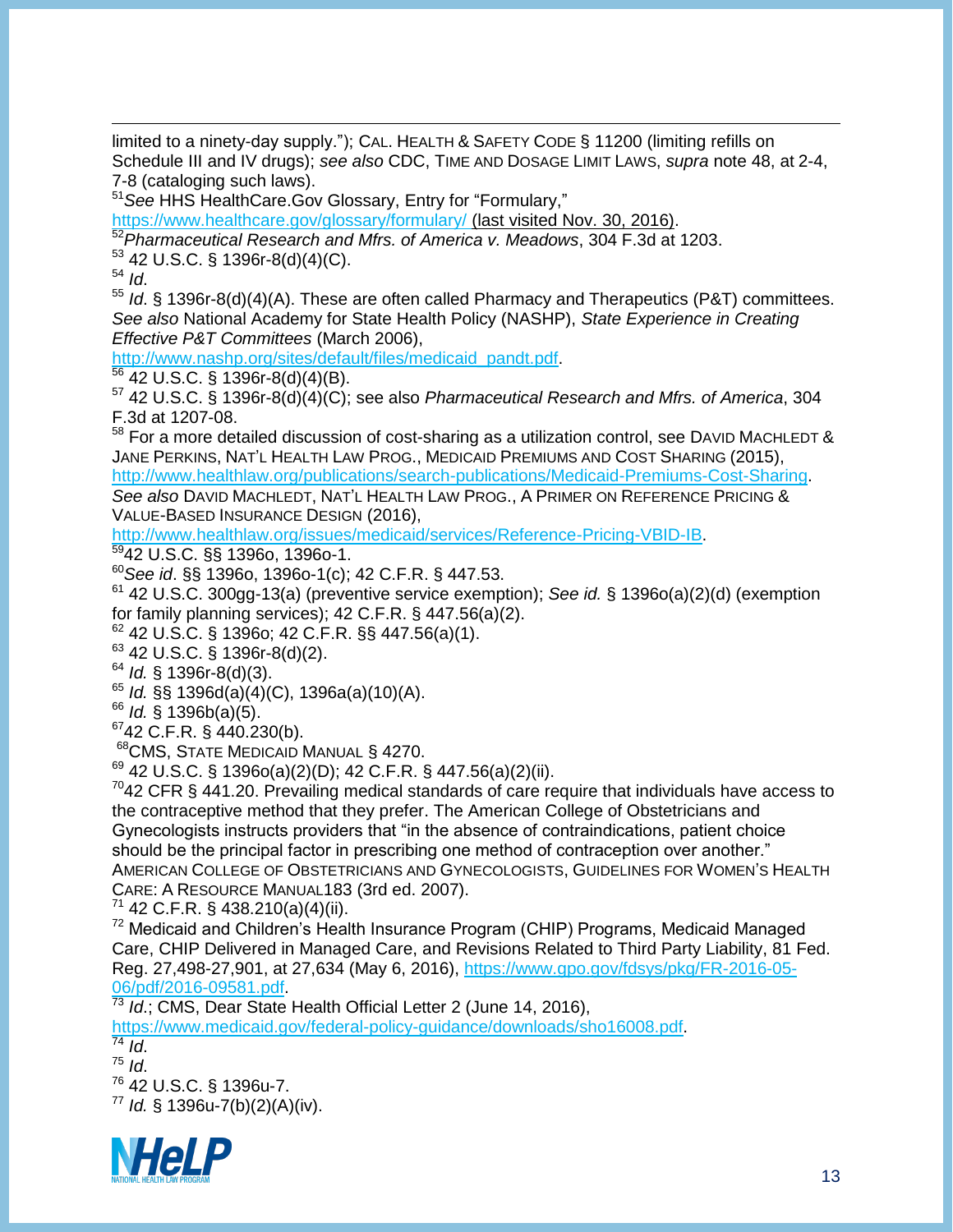limited to a ninety-day supply."); CAL. HEALTH & SAFETY CODE § 11200 (limiting refills on Schedule III and IV drugs); *see also* CDC, TIME AND DOSAGE LIMIT LAWS, *supra* note 48, at 2-4, 7-8 (cataloging such laws).

[51] *See* HHS HealthCare.Gov Glossary, Entry for "Formulary," https://www.healthcare.gov/glossary/formulary/ (last visited Nov. 30, 2016).

[52] *Pharmaceutical Research and Mfrs. of America v. Meadows*, 304 F.3d at 1203.

[53] 42 U.S.C. § 1396r-8(d)(4)(C).

[54] *Id*.

[55] *Id*. § 1396r-8(d)(4)(A). These are often called Pharmacy and Therapeutics (P&T) committees. *See also* National Academy for State Health Policy (NASHP), *State Experience in Creating Effective P&T Committees* (March 2006), http://www.nashp.org/sites/default/files/medicaid_pandt.pdf.

[56] 42 U.S.C. § 1396r-8(d)(4)(B).

[57] 42 U.S.C. § 1396r-8(d)(4)(C); see also *Pharmaceutical Research and Mfrs. of America*, 304 F.3d at 1207-08.

[58] For a more detailed discussion of cost-sharing as a utilization control, see DAVID MACHLEDT & JANE PERKINS, NAT'L HEALTH LAW PROG., MEDICAID PREMIUMS AND COST SHARING (2015), http://www.healthlaw.org/publications/search-publications/Medicaid-Premiums-Cost-Sharing. *See also* DAVID MACHLEDT, NAT'L HEALTH LAW PROG., A PRIMER ON REFERENCE PRICING & VALUE-BASED INSURANCE DESIGN (2016), http://www.healthlaw.org/issues/medicaid/services/Reference-Pricing-VBID-IB.

[59] 42 U.S.C. §§ 1396o, 1396o-1.

[60] *See id*. §§ 1396o, 1396o-1(c); 42 C.F.R. § 447.53.

[61] 42 U.S.C. 300gg-13(a) (preventive service exemption); *See id.* § 1396o(a)(2)(d) (exemption for family planning services); 42 C.F.R. § 447.56(a)(2).

[62] 42 U.S.C. § 1396o; 42 C.F.R. §§ 447.56(a)(1).

[63] 42 U.S.C. § 1396r-8(d)(2).

[64] *Id.* § 1396r-8(d)(3).

[65] *Id.* §§ 1396d(a)(4)(C), 1396a(a)(10)(A).

[66] *Id.* § 1396b(a)(5).

[67] 42 C.F.R. § 440.230(b).

[68] CMS, STATE MEDICAID MANUAL § 4270.

[69] 42 U.S.C. § 1396o(a)(2)(D); 42 C.F.R. § 447.56(a)(2)(ii).

[70] 42 CFR § 441.20. Prevailing medical standards of care require that individuals have access to the contraceptive method that they prefer. The American College of Obstetricians and Gynecologists instructs providers that "in the absence of contraindications, patient choice should be the principal factor in prescribing one method of contraception over another." AMERICAN COLLEGE OF OBSTETRICIANS AND GYNECOLOGISTS, GUIDELINES FOR WOMEN'S HEALTH CARE: A RESOURCE MANUAL183 (3rd ed. 2007).

[71] 42 C.F.R. § 438.210(a)(4)(ii).

[72] Medicaid and Children's Health Insurance Program (CHIP) Programs, Medicaid Managed Care, CHIP Delivered in Managed Care, and Revisions Related to Third Party Liability, 81 Fed. Reg. 27,498-27,901, at 27,634 (May 6, 2016), https://www.gpo.gov/fdsys/pkg/FR-2016-05-06/pdf/2016-09581.pdf.

[73] *Id*.; CMS, Dear State Health Official Letter 2 (June 14, 2016), https://www.medicaid.gov/federal-policy-guidance/downloads/sho16008.pdf.

[74] *Id*.

[75] *Id*.

[76] 42 U.S.C. § 1396u-7.

[77] *Id.* § 1396u-7(b)(2)(A)(iv).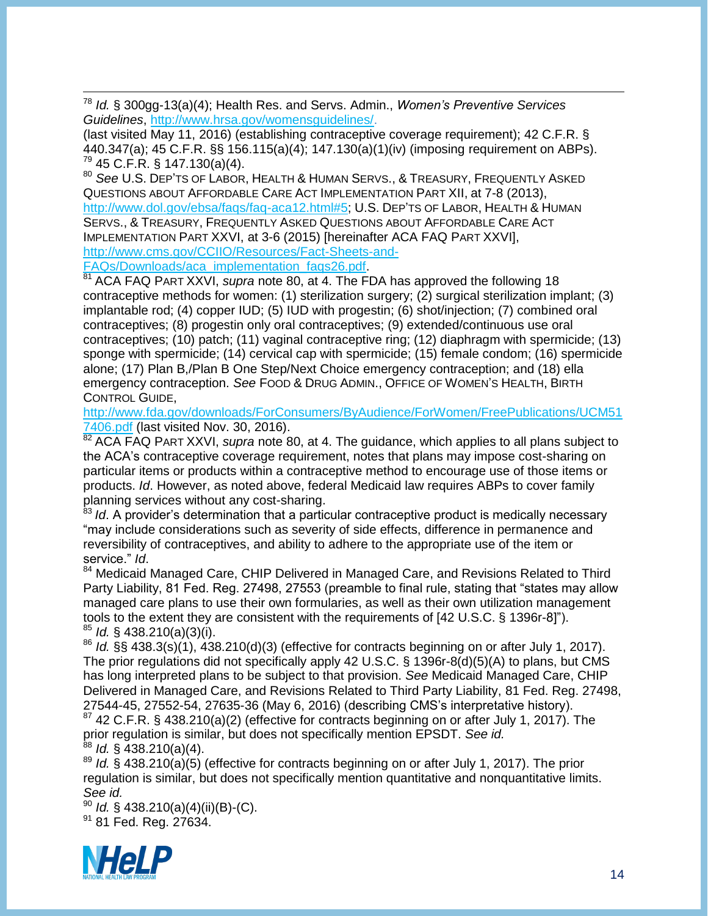[78] *Id.* § 300gg-13(a)(4); Health Res. and Servs. Admin., *Women's Preventive Services Guidelines*, http://www.hrsa.gov/womensguidelines/. (last visited May 11, 2016) (establishing contraceptive coverage requirement); 42 C.F.R. § 440.347(a); 45 C.F.R. §§ 156.115(a)(4); 147.130(a)(1)(iv) (imposing requirement on ABPs).

[79] 45 C.F.R. § 147.130(a)(4).

[80] *See* U.S. DEP'TS OF LABOR, HEALTH & HUMAN SERVS., & TREASURY, FREQUENTLY ASKED QUESTIONS ABOUT AFFORDABLE CARE ACT IMPLEMENTATION PART XII, at 7-8 (2013), http://www.dol.gov/ebsa/faqs/faq-aca12.html#5; U.S. DEP'TS OF LABOR, HEALTH & HUMAN SERVS., & TREASURY, FREQUENTLY ASKED QUESTIONS ABOUT AFFORDABLE CARE ACT IMPLEMENTATION PART XXVI, at 3-6 (2015) [hereinafter ACA FAQ PART XXVI], http://www.cms.gov/CCIIO/Resources/Fact-Sheets-and-FAQs/Downloads/aca_implementation_faqs26.pdf.

[81] ACA FAQ PART XXVI, *supra* note 80, at 4. The FDA has approved the following 18 contraceptive methods for women: (1) sterilization surgery; (2) surgical sterilization implant; (3) implantable rod; (4) copper IUD; (5) IUD with progestin; (6) shot/injection; (7) combined oral contraceptives; (8) progestin only oral contraceptives; (9) extended/continuous use oral contraceptives; (10) patch; (11) vaginal contraceptive ring; (12) diaphragm with spermicide; (13) sponge with spermicide; (14) cervical cap with spermicide; (15) female condom; (16) spermicide alone; (17) Plan B,/Plan B One Step/Next Choice emergency contraception; and (18) ella emergency contraception. *See* FOOD & DRUG ADMIN., OFFICE OF WOMEN'S HEALTH, BIRTH CONTROL GUIDE, http://www.fda.gov/downloads/ForConsumers/ByAudience/ForWomen/FreePublications/UCM517406.pdf (last visited Nov. 30, 2016).

[82] ACA FAQ PART XXVI, *supra* note 80, at 4. The guidance, which applies to all plans subject to the ACA's contraceptive coverage requirement, notes that plans may impose cost-sharing on particular items or products within a contraceptive method to encourage use of those items or products. *Id*. However, as noted above, federal Medicaid law requires ABPs to cover family planning services without any cost-sharing.

[83] *Id*. A provider's determination that a particular contraceptive product is medically necessary "may include considerations such as severity of side effects, difference in permanence and reversibility of contraceptives, and ability to adhere to the appropriate use of the item or service." *Id*.

[84] Medicaid Managed Care, CHIP Delivered in Managed Care, and Revisions Related to Third Party Liability, 81 Fed. Reg. 27498, 27553 (preamble to final rule, stating that "states may allow managed care plans to use their own formularies, as well as their own utilization management tools to the extent they are consistent with the requirements of [42 U.S.C. § 1396r-8]").

[85] *Id.* § 438.210(a)(3)(i).

[86] *Id.* §§ 438.3(s)(1), 438.210(d)(3) (effective for contracts beginning on or after July 1, 2017). The prior regulations did not specifically apply 42 U.S.C. § 1396r-8(d)(5)(A) to plans, but CMS has long interpreted plans to be subject to that provision. *See* Medicaid Managed Care, CHIP Delivered in Managed Care, and Revisions Related to Third Party Liability, 81 Fed. Reg. 27498, 27544-45, 27552-54, 27635-36 (May 6, 2016) (describing CMS's interpretative history).

[87] 42 C.F.R. § 438.210(a)(2) (effective for contracts beginning on or after July 1, 2017). The prior regulation is similar, but does not specifically mention EPSDT. *See id.*

[88] *Id.* § 438.210(a)(4).

[89] *Id.* § 438.210(a)(5) (effective for contracts beginning on or after July 1, 2017). The prior regulation is similar, but does not specifically mention quantitative and nonquantitative limits. *See id.*

[90] *Id.* § 438.210(a)(4)(ii)(B)-(C).

[91] 81 Fed. Reg. 27634.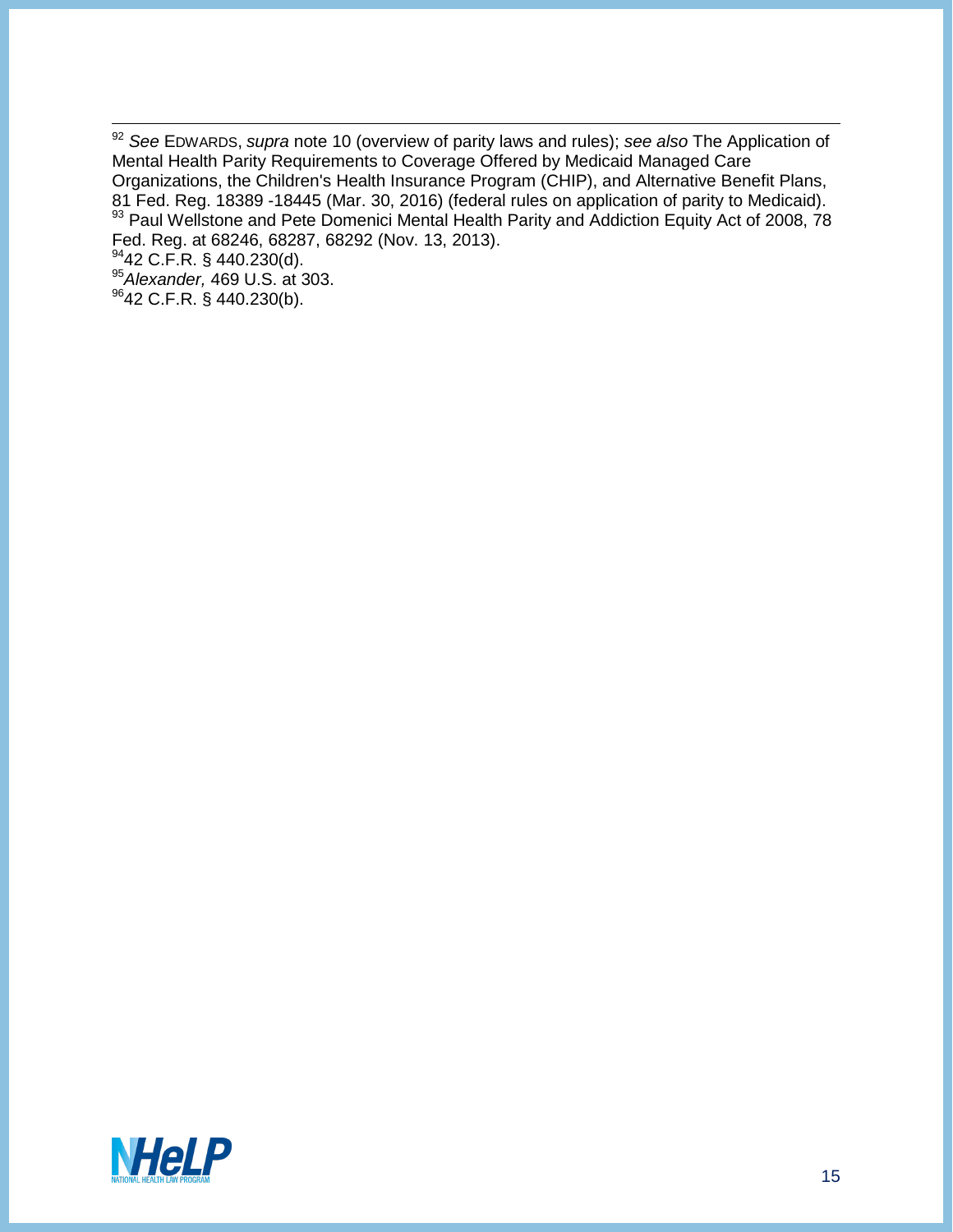[92] *See* EDWARDS, *supra* note 10 (overview of parity laws and rules); *see also* The Application of Mental Health Parity Requirements to Coverage Offered by Medicaid Managed Care Organizations, the Children's Health Insurance Program (CHIP), and Alternative Benefit Plans, 81 Fed. Reg. 18389 -18445 (Mar. 30, 2016) (federal rules on application of parity to Medicaid).

[93] Paul Wellstone and Pete Domenici Mental Health Parity and Addiction Equity Act of 2008, 78 Fed. Reg. at 68246, 68287, 68292 (Nov. 13, 2013).

[94] 42 C.F.R. § 440.230(d).

[95] *Alexander,* 469 U.S. at 303.

[96] 42 C.F.R. § 440.230(b).